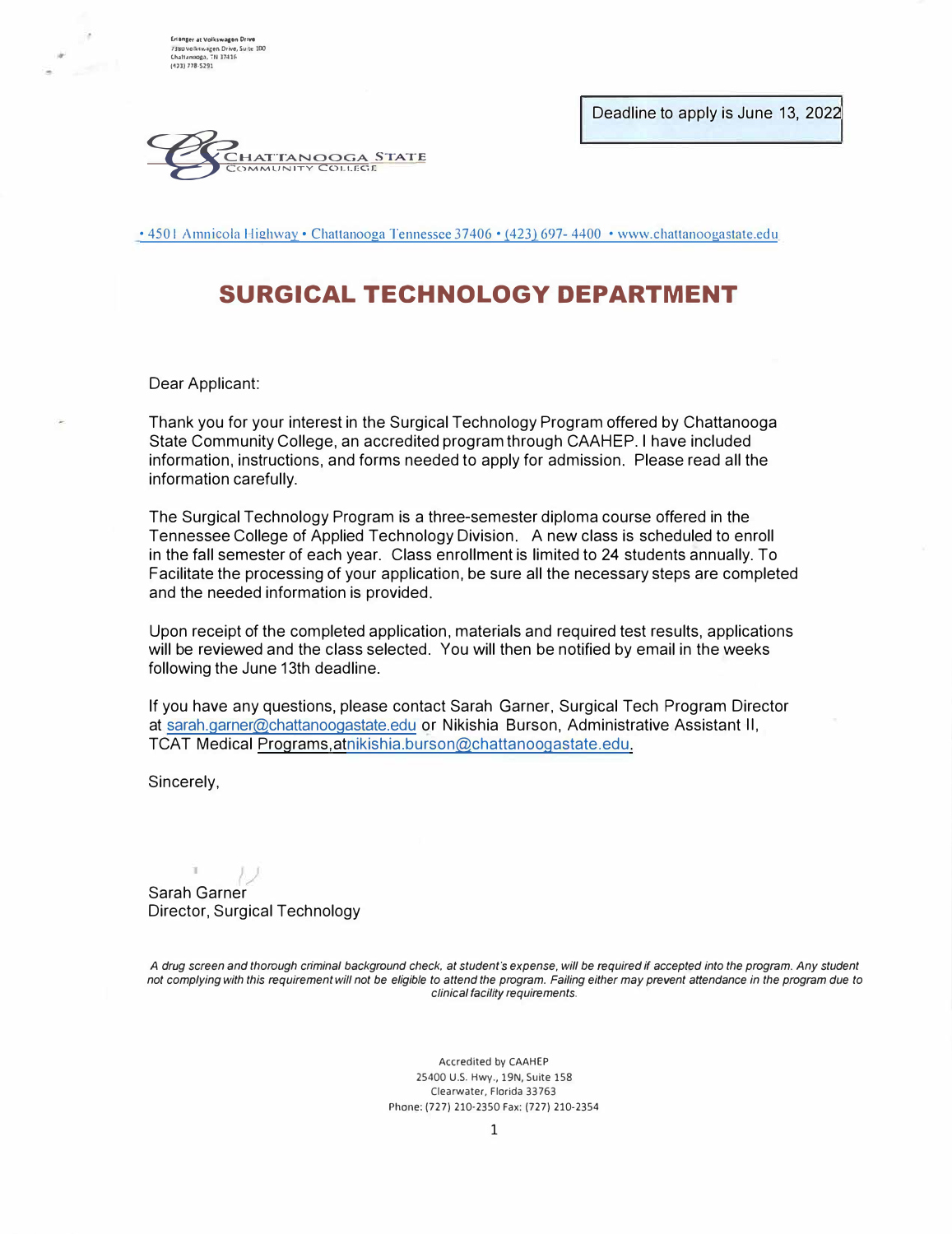Erlanger at Volkswagen Drive
7380 Volkswagen Drive, Suite 100
Chattanooga, TN 37416
(423) 778-5291

Deadline to apply is June 13, 2022

CHATTANOOGA STATE
COMMUNITY COLLEGE

• 4501 Amnicola Highway • Chattanooga Tennessee 37406 • (423) 697- 4400 • www.chattanoogastate.edu

# SURGICAL TECHNOLOGY DEPARTMENT

Dear Applicant:

Thank you for your interest in the Surgical Technology Program offered by Chattanooga State Community College, an accredited program through CAAHEP. I have included information, instructions, and forms needed to apply for admission. Please read all the information carefully.

The Surgical Technology Program is a three-semester diploma course offered in the Tennessee College of Applied Technology Division. A new class is scheduled to enroll in the fall semester of each year. Class enrollment is limited to 24 students annually. To Facilitate the processing of your application, be sure all the necessary steps are completed and the needed information is provided.

Upon receipt of the completed application, materials and required test results, applications will be reviewed and the class selected. You will then be notified by email in the weeks following the June 13th deadline.

If you have any questions, please contact Sarah Garner, Surgical Tech Program Director at sarah.garner@chattanoogastate.edu or Nikishia Burson, Administrative Assistant II, TCAT Medical Programs,atnikishia.burson@chattanoogastate.edu.

Sincerely,

Sarah Garner
Director, Surgical Technology

*A drug screen and thorough criminal background check, at student's expense, will be required if accepted into the program. Any student not complying with this requirement will not be eligible to attend the program. Failing either may prevent attendance in the program due to clinical facility requirements.*

Accredited by CAAHEP
25400 U.S. Hwy., 19N, Suite 158
Clearwater, Florida 33763
Phone: (727) 210-2350 Fax: (727) 210-2354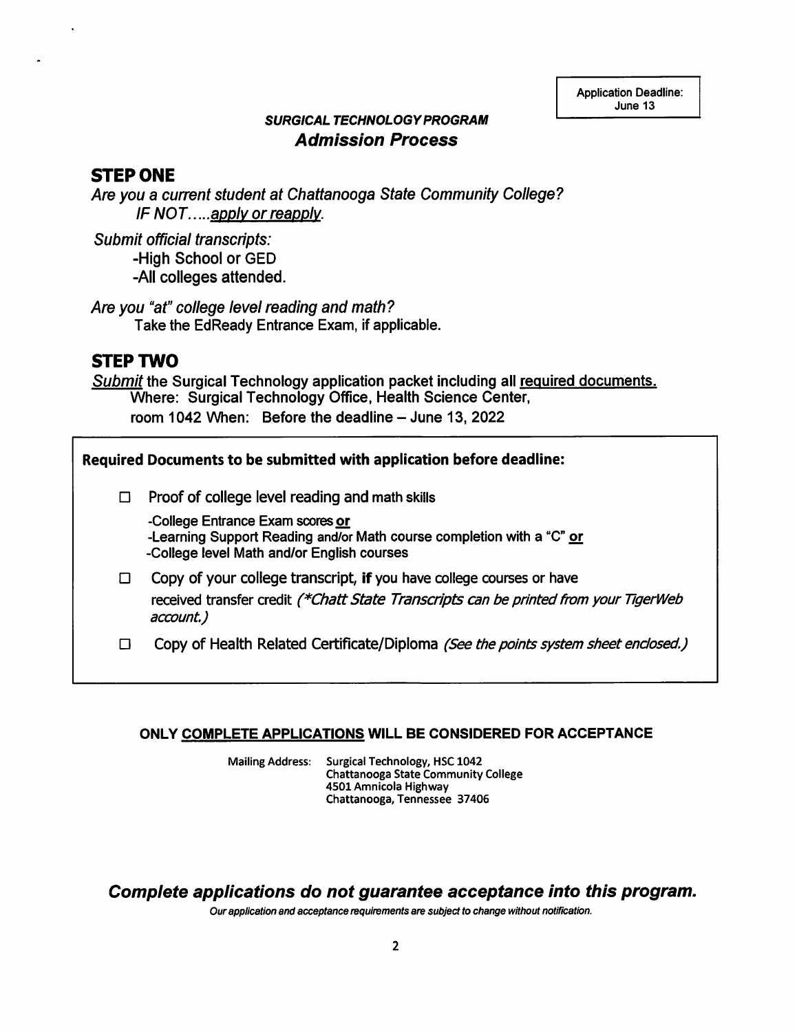Application Deadline: June 13

### *SURGICAL TECHNOLOGY PROGRAM*

## *Admission Process*

## STEP ONE

*Are you a current student at Chattanooga State Community College?*
*IF NOT.....apply or reapply.*

*Submit official transcripts:*

-High School or GED
-All colleges attended.

*Are you "at" college level reading and math?*
Take the EdReady Entrance Exam, if applicable.

## STEP TWO

*Submit* the Surgical Technology application packet including all required documents.
Where: Surgical Technology Office, Health Science Center, room 1042 When: Before the deadline – June 13, 2022

**Required Documents to be submitted with application before deadline:**

- ☐ Proof of college level reading and math skills
  - -College Entrance Exam scores **or**
  - -Learning Support Reading and/or Math course completion with a "C" **or**
  - -College level Math and/or English courses
- ☐ Copy of your college transcript, **if** you have college courses or have received transfer credit *(*Chatt State Transcripts can be printed from your TigerWeb account.)*
- ☐ Copy of Health Related Certificate/Diploma *(See the points system sheet enclosed.)*

**ONLY COMPLETE APPLICATIONS WILL BE CONSIDERED FOR ACCEPTANCE**

Mailing Address: Surgical Technology, HSC 1042
Chattanooga State Community College
4501 Amnicola Highway
Chattanooga, Tennessee 37406

## *Complete applications do not guarantee acceptance into this program.*

*Our application and acceptance requirements are subject to change without notification.*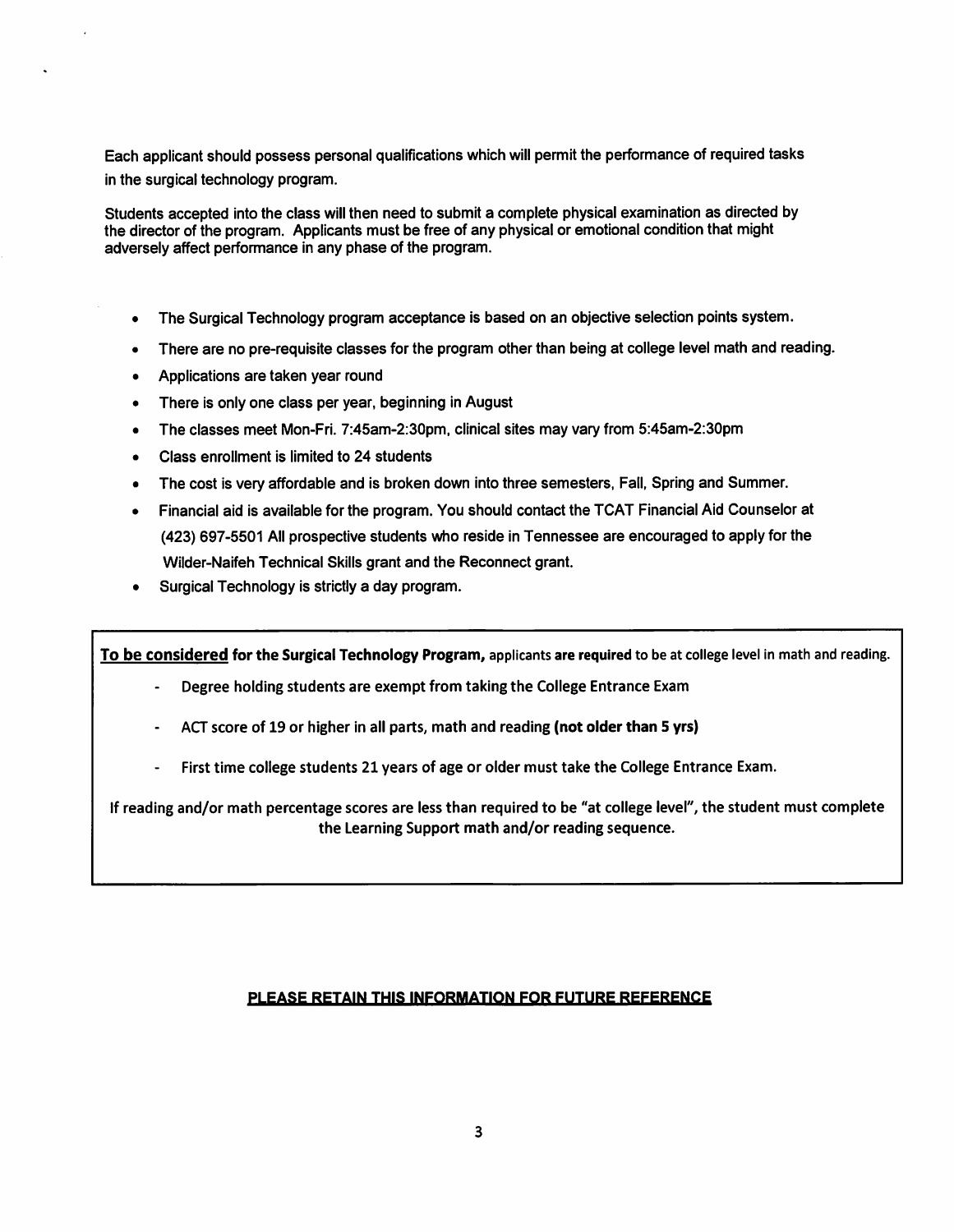Each applicant should possess personal qualifications which will permit the performance of required tasks in the surgical technology program.

Students accepted into the class will then need to submit a complete physical examination as directed by the director of the program. Applicants must be free of any physical or emotional condition that might adversely affect performance in any phase of the program.

- The Surgical Technology program acceptance is based on an objective selection points system.
- There are no pre-requisite classes for the program other than being at college level math and reading.
- Applications are taken year round
- There is only one class per year, beginning in August
- The classes meet Mon-Fri. 7:45am-2:30pm, clinical sites may vary from 5:45am-2:30pm
- Class enrollment is limited to 24 students
- The cost is very affordable and is broken down into three semesters, Fall, Spring and Summer.
- Financial aid is available for the program. You should contact the TCAT Financial Aid Counselor at (423) 697-5501 All prospective students who reside in Tennessee are encouraged to apply for the Wilder-Naifeh Technical Skills grant and the Reconnect grant.
- Surgical Technology is strictly a day program.

<u>**To be considered**</u> **for the Surgical Technology Program,** applicants **are required** to be at college level in math and reading.

- Degree holding students are exempt from taking the College Entrance Exam
- ACT score of 19 or higher in all parts, math and reading **(not older than 5 yrs)**
- First time college students 21 years of age or older must take the College Entrance Exam.

If reading and/or math percentage scores are less than required to be "at college level", the student must complete the Learning Support math and/or reading sequence.

<u>**PLEASE RETAIN THIS INFORMATION FOR FUTURE REFERENCE**</u>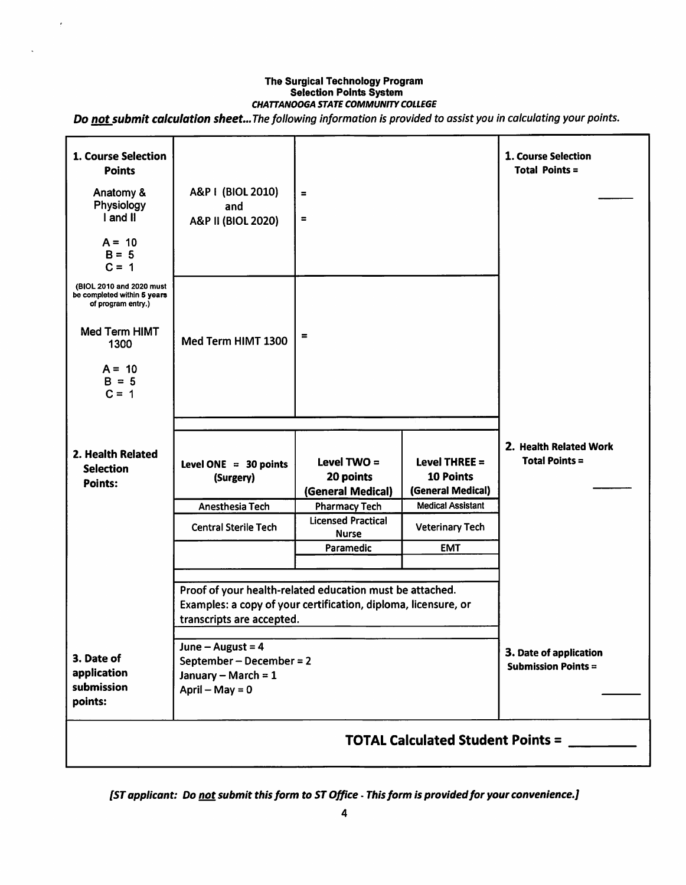**The Surgical Technology Program**
**Selection Points System**
***CHATTANOOGA STATE COMMUNITY COLLEGE***

***Do not submit calculation sheet...** The following information is provided to assist you in calculating your points.*

| | | | | |
|---|---|---|---|---|
| **1. Course Selection Points**<br><br>Anatomy & Physiology I and II<br><br>A = 10<br>B = 5<br>C = 1<br><br>(BIOL 2010 and 2020 must be completed within 5 years of program entry.) | A&P I (BIOL 2010)<br>and<br>A&P II (BIOL 2020) | =<br><br>= | | **1. Course Selection Total Points =** ______ |
| Med Term HIMT 1300<br><br>A = 10<br>B = 5<br>C = 1 | Med Term HIMT 1300 | = | | |
| **2. Health Related Selection Points:** | **Level ONE = 30 points (Surgery)** | **Level TWO = 20 points (General Medical)** | **Level THREE = 10 Points (General Medical)** | **2. Health Related Work Total Points =** ______ |
| | Anesthesia Tech | Pharmacy Tech | Medical Assistant | |
| | Central Sterile Tech | Licensed Practical Nurse | Veterinary Tech | |
| | | Paramedic | EMT | |
| | Proof of your health-related education must be attached. Examples: a copy of your certification, diploma, licensure, or transcripts are accepted. | | | |
| **3. Date of application submission points:** | June – August = 4<br>September – December = 2<br>January – March = 1<br>April – May = 0 | | | **3. Date of application Submission Points =** ______ |

**TOTAL Calculated Student Points = ________**

***[ST applicant: Do not submit this form to ST Office - This form is provided for your convenience.]***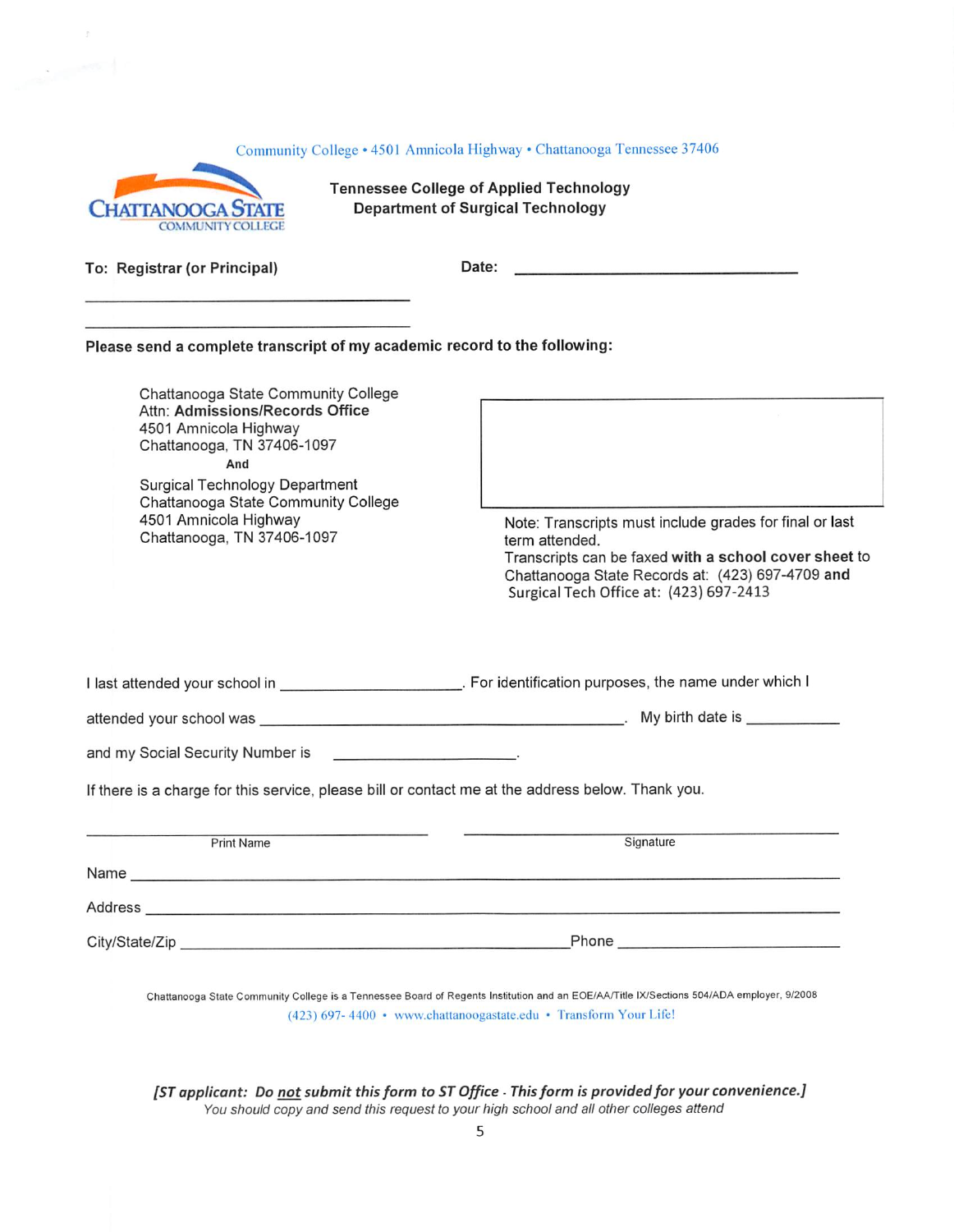Community College • 4501 Amnicola Highway • Chattanooga Tennessee 37406

CHATTANOOGA STATE COMMUNITY COLLEGE

**Tennessee College of Applied Technology**
**Department of Surgical Technology**

**To: Registrar (or Principal)** **Date:** ______________________________

______________________________

______________________________

**Please send a complete transcript of my academic record to the following:**

Chattanooga State Community College
Attn: **Admissions/Records Office**
4501 Amnicola Highway
Chattanooga, TN 37406-1097
**And**
Surgical Technology Department
Chattanooga State Community College
4501 Amnicola Highway
Chattanooga, TN 37406-1097

Note: Transcripts must include grades for final or last term attended.
Transcripts can be faxed **with a school cover sheet** to Chattanooga State Records at: (423) 697-4709 **and** Surgical Tech Office at: (423) 697-2413

I last attended your school in ____________________. For identification purposes, the name under which I attended your school was ________________________________________. My birth date is __________ and my Social Security Number is ____________________.

If there is a charge for this service, please bill or contact me at the address below. Thank you.

______________________________ ______________________________
Print Name Signature

Name ________________________________________________________________

Address ______________________________________________________________

City/State/Zip ________________________________________ Phone ____________________

Chattanooga State Community College is a Tennessee Board of Regents Institution and an EOE/AA/Title IX/Sections 504/ADA employer, 9/2008

(423) 697- 4400 • www.chattanoogastate.edu • Transform Your Life!

***[ST applicant: Do <u>not</u> submit this form to ST Office - This form is provided for your convenience.]***
*You should copy and send this request to your high school and all other colleges attend*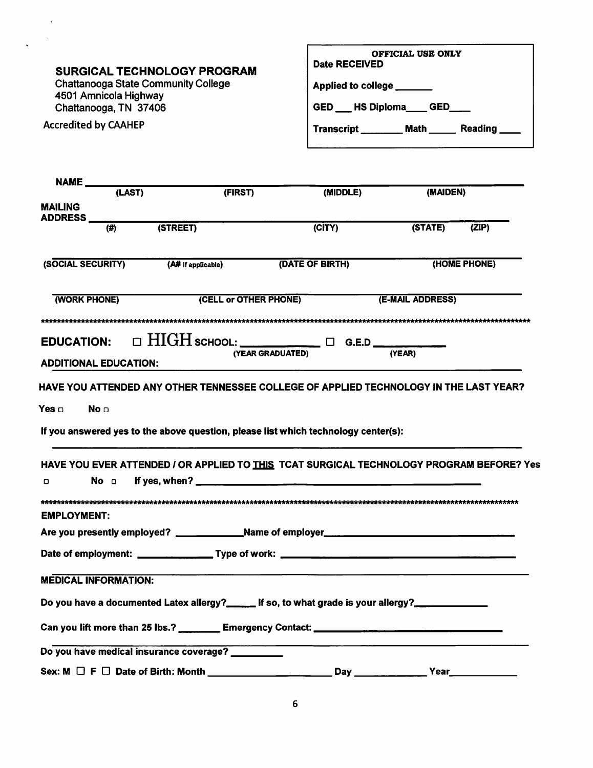**SURGICAL TECHNOLOGY PROGRAM**
Chattanooga State Community College
4501 Amnicola Highway
Chattanooga, TN 37406

Accredited by CAAHEP

> **OFFICIAL USE ONLY**
> **Date RECEIVED**
>
> **Applied to college \_\_\_\_\_\_\_**
>
> **GED \_\_\_ HS Diploma\_\_\_\_ GED\_\_\_\_**
>
> **Transcript \_\_\_\_\_\_\_\_ Math \_\_\_\_\_ Reading \_\_\_\_**

**NAME** \_\_\_\_\_\_\_\_\_\_\_\_\_\_\_\_\_\_\_\_\_\_\_\_\_\_\_\_\_\_\_\_\_\_\_\_\_\_\_\_\_\_\_\_\_\_\_\_\_\_\_\_\_\_\_\_
**(LAST) (FIRST) (MIDDLE) (MAIDEN)**

**MAILING ADDRESS** \_\_\_\_\_\_\_\_\_\_\_\_\_\_\_\_\_\_\_\_\_\_\_\_\_\_\_\_\_\_\_\_\_\_\_\_\_\_\_\_\_\_\_\_\_\_\_\_\_\_\_\_\_\_\_\_
**(#) (STREET) (CITY) (STATE) (ZIP)**

\_\_\_\_\_\_\_\_\_\_\_\_\_\_\_\_\_\_\_\_\_\_\_\_\_\_\_\_\_\_\_\_\_\_\_\_\_\_\_\_\_\_\_\_\_\_\_\_\_\_\_\_\_\_\_\_
**(SOCIAL SECURITY) (A# if applicable) (DATE OF BIRTH) (HOME PHONE)**

\_\_\_\_\_\_\_\_\_\_\_\_\_\_\_\_\_\_\_\_\_\_\_\_\_\_\_\_\_\_\_\_\_\_\_\_\_\_\_\_\_\_\_\_\_\_\_\_\_\_\_\_\_\_\_\_
**(WORK PHONE) (CELL or OTHER PHONE) (E-MAIL ADDRESS)**

\*\*\*\*\*\*\*\*\*\*\*\*\*\*\*\*\*\*\*\*\*\*\*\*\*\*\*\*\*\*\*\*\*\*\*\*\*\*\*\*\*\*\*\*\*\*\*\*\*\*\*\*\*\*\*\*\*\*\*\*\*\*\*\*\*\*\*\*\*\*\*\*\*\*\*\*\*\*\*\*\*\*\*\*\*\*\*\*\*\*\*\*\*\*\*\*\*\*\*\*

**EDUCATION:** ☐ HIGH **SCHOOL:** \_\_\_\_\_\_\_\_\_\_\_\_\_ ☐ **G.E.D** \_\_\_\_\_\_\_\_\_\_\_\_
**(YEAR GRADUATED) (YEAR)**

**ADDITIONAL EDUCATION:** \_\_\_\_\_\_\_\_\_\_\_\_\_\_\_\_\_\_\_\_\_\_\_\_\_\_\_\_\_\_\_\_\_\_\_\_\_\_\_\_\_\_\_\_\_\_\_\_\_\_\_\_

**HAVE YOU ATTENDED ANY OTHER TENNESSEE COLLEGE OF APPLIED TECHNOLOGY IN THE LAST YEAR?**

**Yes** ☐ **No** ☐

**If you answered yes to the above question, please list which technology center(s):**

\_\_\_\_\_\_\_\_\_\_\_\_\_\_\_\_\_\_\_\_\_\_\_\_\_\_\_\_\_\_\_\_\_\_\_\_\_\_\_\_\_\_\_\_\_\_\_\_\_\_\_\_\_\_\_\_

**HAVE YOU EVER ATTENDED / OR APPLIED TO <u>THIS</u> TCAT SURGICAL TECHNOLOGY PROGRAM BEFORE? Yes** ☐ **No** ☐ **If yes, when?** \_\_\_\_\_\_\_\_\_\_\_\_\_\_\_\_\_\_\_\_\_\_\_\_\_\_\_\_\_\_\_\_\_\_\_\_\_\_\_\_

\*\*\*\*\*\*\*\*\*\*\*\*\*\*\*\*\*\*\*\*\*\*\*\*\*\*\*\*\*\*\*\*\*\*\*\*\*\*\*\*\*\*\*\*\*\*\*\*\*\*\*\*\*\*\*\*\*\*\*\*\*\*\*\*\*\*\*\*\*\*\*\*\*\*\*\*\*\*\*\*\*\*\*\*\*\*\*\*\*\*\*\*\*\*\*\*\*\*\*\*

**EMPLOYMENT:**

**Are you presently employed?** \_\_\_\_\_\_\_\_\_\_\_\_\_**Name of employer**\_\_\_\_\_\_\_\_\_\_\_\_\_\_\_\_\_\_\_\_\_\_\_\_\_\_\_\_\_\_\_\_\_\_\_\_

**Date of employment:** \_\_\_\_\_\_\_\_\_\_\_\_\_\_ **Type of work:** \_\_\_\_\_\_\_\_\_\_\_\_\_\_\_\_\_\_\_\_\_\_\_\_\_\_\_\_\_\_\_\_\_\_\_\_\_\_\_\_\_\_

**MEDICAL INFORMATION:**

**Do you have a documented Latex allergy?**\_\_\_\_\_\_ **If so, to what grade is your allergy?**\_\_\_\_\_\_\_\_\_\_\_\_\_\_

**Can you lift more than 25 lbs.?** \_\_\_\_\_\_\_\_ **Emergency Contact:** \_\_\_\_\_\_\_\_\_\_\_\_\_\_\_\_\_\_\_\_\_\_\_\_\_\_\_\_\_\_\_\_\_\_\_\_

**Do you have medical insurance coverage?** \_\_\_\_\_\_\_\_\_\_

**Sex: M** ☐ **F** ☐ **Date of Birth: Month** \_\_\_\_\_\_\_\_\_\_\_\_\_\_\_\_\_\_\_\_\_\_\_ **Day** \_\_\_\_\_\_\_\_\_\_\_\_\_\_ **Year**\_\_\_\_\_\_\_\_\_\_\_\_\_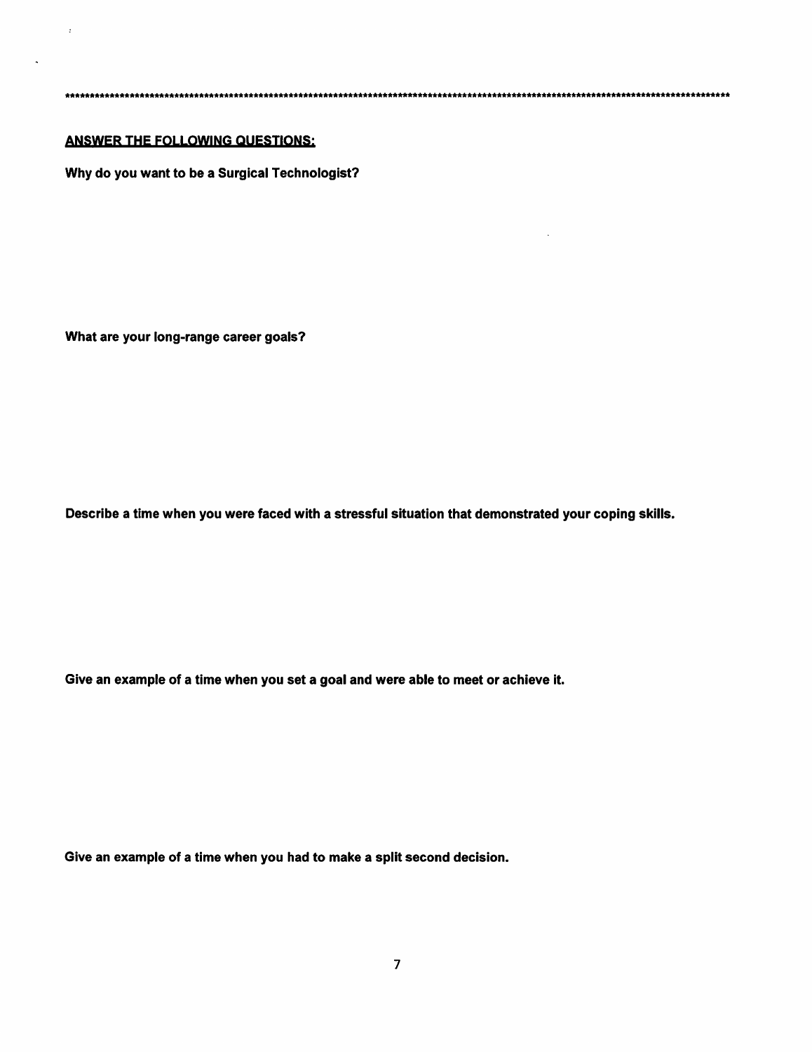***********************************************************************************************************************************

**<u>ANSWER THE FOLLOWING QUESTIONS:</u>**

**Why do you want to be a Surgical Technologist?**

**What are your long-range career goals?**

**Describe a time when you were faced with a stressful situation that demonstrated your coping skills.**

**Give an example of a time when you set a goal and were able to meet or achieve it.**

**Give an example of a time when you had to make a split second decision.**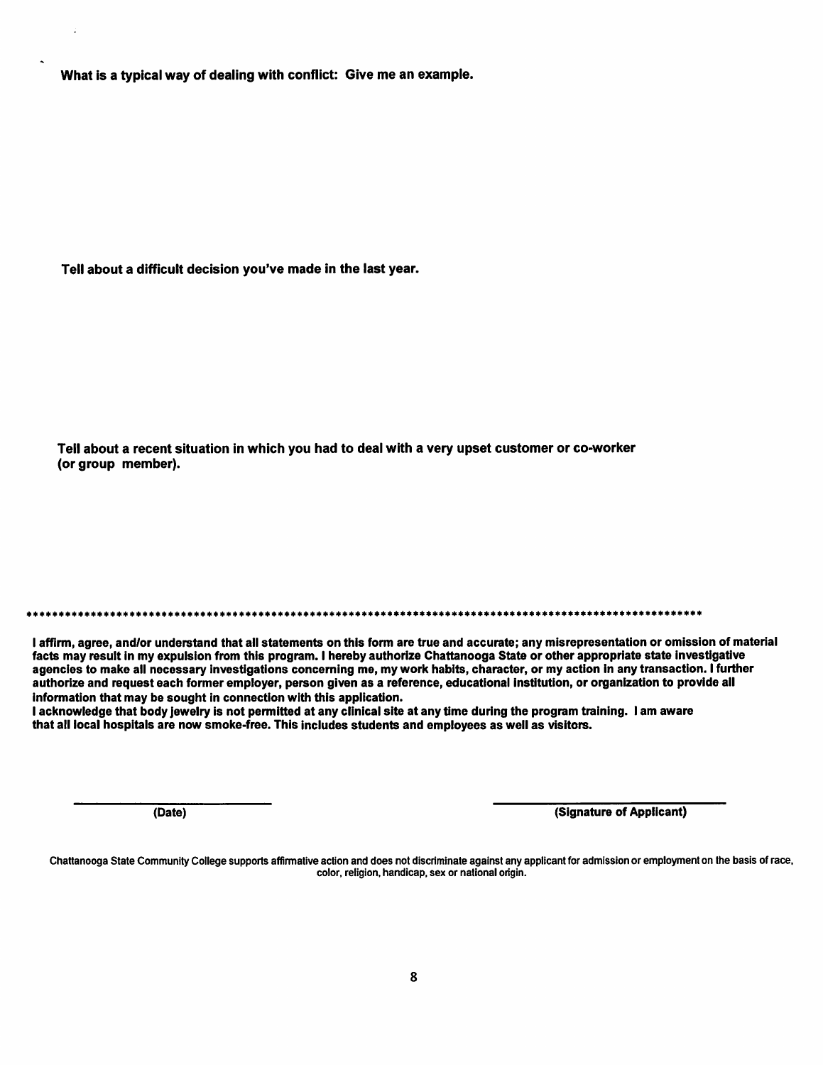**What is a typical way of dealing with conflict: Give me an example.**

**Tell about a difficult decision you've made in the last year.**

**Tell about a recent situation in which you had to deal with a very upset customer or co-worker (or group member).**

**************************************************************************************************************

**I affirm, agree, and/or understand that all statements on this form are true and accurate; any misrepresentation or omission of material facts may result in my expulsion from this program. I hereby authorize Chattanooga State or other appropriate state investigative agencies to make all necessary investigations concerning me, my work habits, character, or my action in any transaction. I further authorize and request each former employer, person given as a reference, educational institution, or organization to provide all information that may be sought in connection with this application.**
**I acknowledge that body jewelry is not permitted at any clinical site at any time during the program training. I am aware that all local hospitals are now smoke-free. This includes students and employees as well as visitors.**

**(Date)**

**(Signature of Applicant)**

Chattanooga State Community College supports affirmative action and does not discriminate against any applicant for admission or employment on the basis of race, color, religion, handicap, sex or national origin.